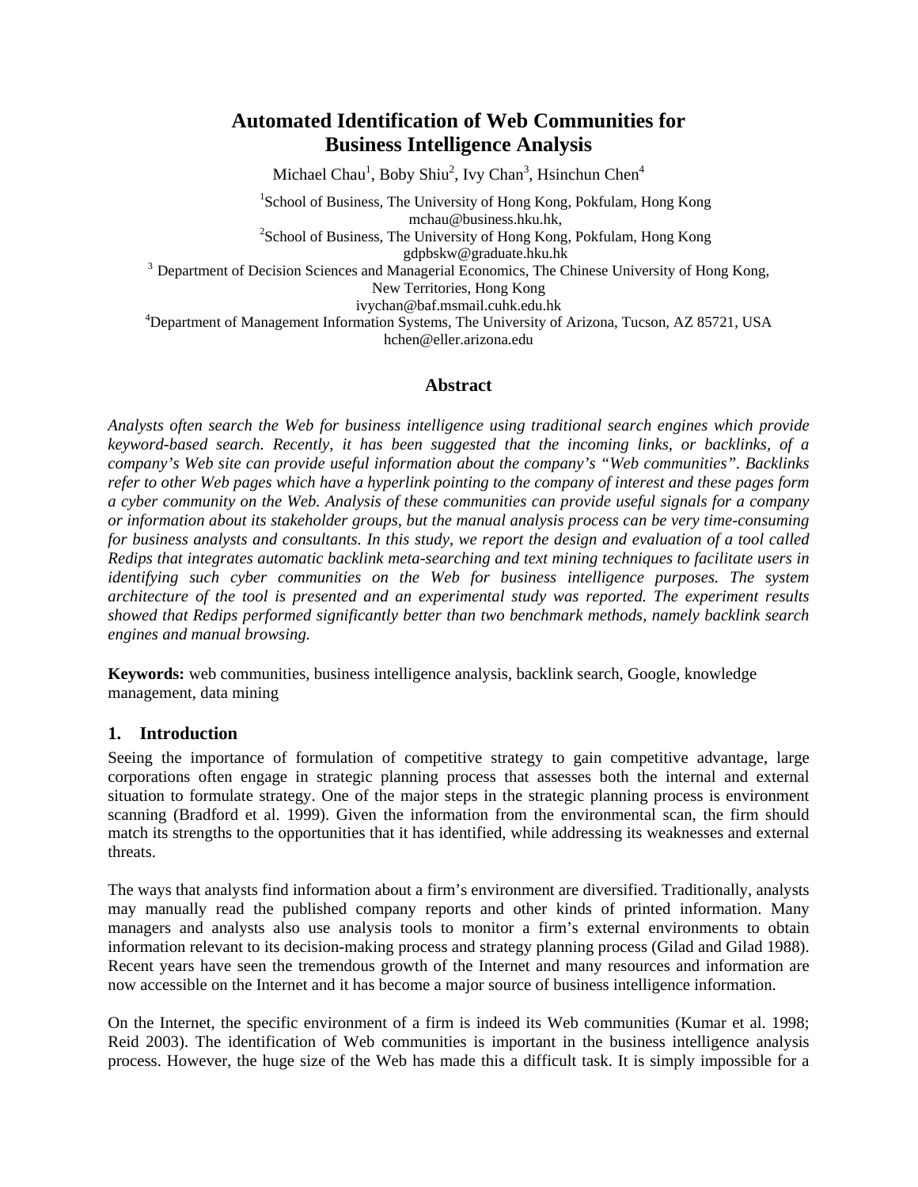# Automated Identification of Web Communities for Business Intelligence Analysis

Michael Chau[1], Boby Shiu[2], Ivy Chan[3], Hsinchun Chen[4]

[1]School of Business, The University of Hong Kong, Pokfulam, Hong Kong
mchau@business.hku.hk,
[2]School of Business, The University of Hong Kong, Pokfulam, Hong Kong
gdpbskw@graduate.hku.hk
[3] Department of Decision Sciences and Managerial Economics, The Chinese University of Hong Kong, New Territories, Hong Kong
ivychan@baf.msmail.cuhk.edu.hk
[4]Department of Management Information Systems, The University of Arizona, Tucson, AZ 85721, USA
hchen@eller.arizona.edu

## Abstract

*Analysts often search the Web for business intelligence using traditional search engines which provide keyword-based search. Recently, it has been suggested that the incoming links, or backlinks, of a company's Web site can provide useful information about the company's "Web communities". Backlinks refer to other Web pages which have a hyperlink pointing to the company of interest and these pages form a cyber community on the Web. Analysis of these communities can provide useful signals for a company or information about its stakeholder groups, but the manual analysis process can be very time-consuming for business analysts and consultants. In this study, we report the design and evaluation of a tool called Redips that integrates automatic backlink meta-searching and text mining techniques to facilitate users in identifying such cyber communities on the Web for business intelligence purposes. The system architecture of the tool is presented and an experimental study was reported. The experiment results showed that Redips performed significantly better than two benchmark methods, namely backlink search engines and manual browsing.*

**Keywords:** web communities, business intelligence analysis, backlink search, Google, knowledge management, data mining

## 1. Introduction

Seeing the importance of formulation of competitive strategy to gain competitive advantage, large corporations often engage in strategic planning process that assesses both the internal and external situation to formulate strategy. One of the major steps in the strategic planning process is environment scanning (Bradford et al. 1999). Given the information from the environmental scan, the firm should match its strengths to the opportunities that it has identified, while addressing its weaknesses and external threats.

The ways that analysts find information about a firm's environment are diversified. Traditionally, analysts may manually read the published company reports and other kinds of printed information. Many managers and analysts also use analysis tools to monitor a firm's external environments to obtain information relevant to its decision-making process and strategy planning process (Gilad and Gilad 1988). Recent years have seen the tremendous growth of the Internet and many resources and information are now accessible on the Internet and it has become a major source of business intelligence information.

On the Internet, the specific environment of a firm is indeed its Web communities (Kumar et al. 1998; Reid 2003). The identification of Web communities is important in the business intelligence analysis process. However, the huge size of the Web has made this a difficult task. It is simply impossible for a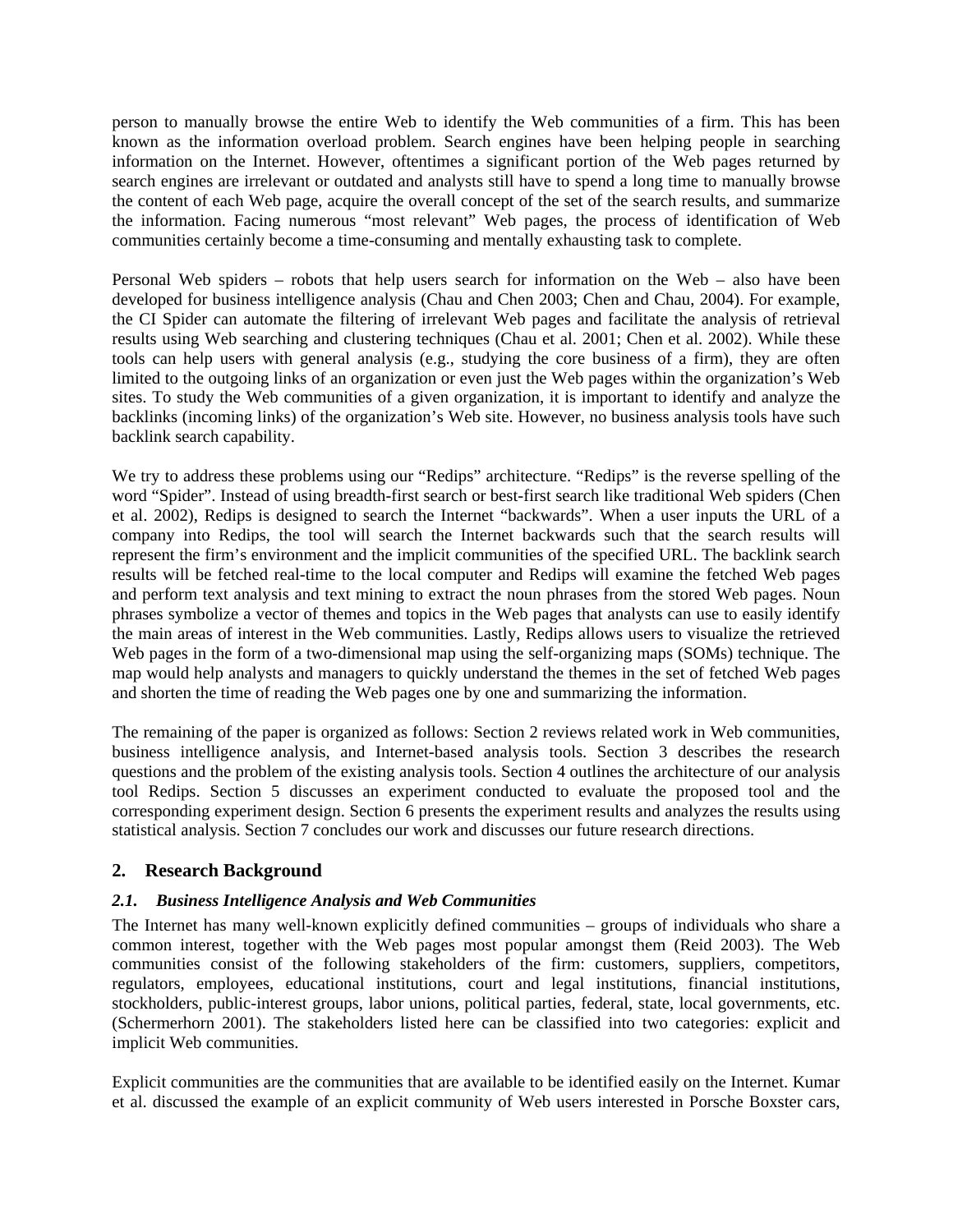person to manually browse the entire Web to identify the Web communities of a firm. This has been known as the information overload problem. Search engines have been helping people in searching information on the Internet. However, oftentimes a significant portion of the Web pages returned by search engines are irrelevant or outdated and analysts still have to spend a long time to manually browse the content of each Web page, acquire the overall concept of the set of the search results, and summarize the information. Facing numerous "most relevant" Web pages, the process of identification of Web communities certainly become a time-consuming and mentally exhausting task to complete.

Personal Web spiders – robots that help users search for information on the Web – also have been developed for business intelligence analysis (Chau and Chen 2003; Chen and Chau, 2004). For example, the CI Spider can automate the filtering of irrelevant Web pages and facilitate the analysis of retrieval results using Web searching and clustering techniques (Chau et al. 2001; Chen et al. 2002). While these tools can help users with general analysis (e.g., studying the core business of a firm), they are often limited to the outgoing links of an organization or even just the Web pages within the organization's Web sites. To study the Web communities of a given organization, it is important to identify and analyze the backlinks (incoming links) of the organization's Web site. However, no business analysis tools have such backlink search capability.

We try to address these problems using our "Redips" architecture. "Redips" is the reverse spelling of the word "Spider". Instead of using breadth-first search or best-first search like traditional Web spiders (Chen et al. 2002), Redips is designed to search the Internet "backwards". When a user inputs the URL of a company into Redips, the tool will search the Internet backwards such that the search results will represent the firm's environment and the implicit communities of the specified URL. The backlink search results will be fetched real-time to the local computer and Redips will examine the fetched Web pages and perform text analysis and text mining to extract the noun phrases from the stored Web pages. Noun phrases symbolize a vector of themes and topics in the Web pages that analysts can use to easily identify the main areas of interest in the Web communities. Lastly, Redips allows users to visualize the retrieved Web pages in the form of a two-dimensional map using the self-organizing maps (SOMs) technique. The map would help analysts and managers to quickly understand the themes in the set of fetched Web pages and shorten the time of reading the Web pages one by one and summarizing the information.

The remaining of the paper is organized as follows: Section 2 reviews related work in Web communities, business intelligence analysis, and Internet-based analysis tools. Section 3 describes the research questions and the problem of the existing analysis tools. Section 4 outlines the architecture of our analysis tool Redips. Section 5 discusses an experiment conducted to evaluate the proposed tool and the corresponding experiment design. Section 6 presents the experiment results and analyzes the results using statistical analysis. Section 7 concludes our work and discusses our future research directions.

## 2. Research Background

### *2.1. Business Intelligence Analysis and Web Communities*

The Internet has many well-known explicitly defined communities – groups of individuals who share a common interest, together with the Web pages most popular amongst them (Reid 2003). The Web communities consist of the following stakeholders of the firm: customers, suppliers, competitors, regulators, employees, educational institutions, court and legal institutions, financial institutions, stockholders, public-interest groups, labor unions, political parties, federal, state, local governments, etc. (Schermerhorn 2001). The stakeholders listed here can be classified into two categories: explicit and implicit Web communities.

Explicit communities are the communities that are available to be identified easily on the Internet. Kumar et al. discussed the example of an explicit community of Web users interested in Porsche Boxster cars,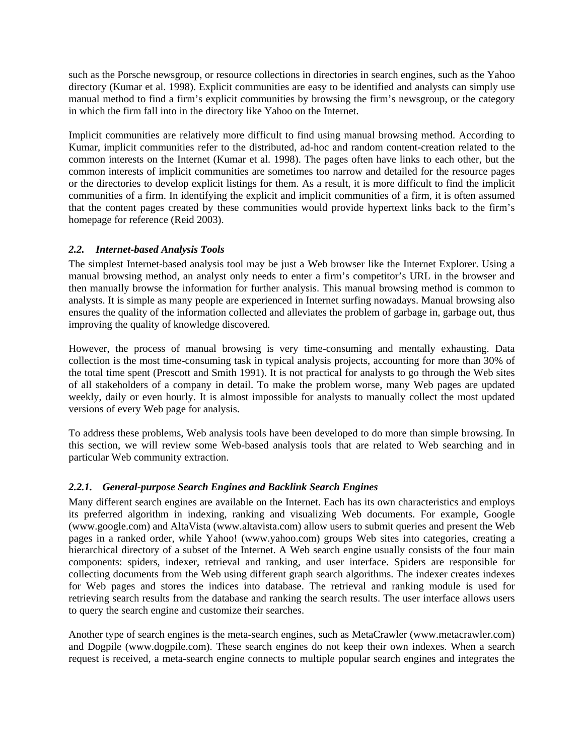such as the Porsche newsgroup, or resource collections in directories in search engines, such as the Yahoo directory (Kumar et al. 1998). Explicit communities are easy to be identified and analysts can simply use manual method to find a firm's explicit communities by browsing the firm's newsgroup, or the category in which the firm fall into in the directory like Yahoo on the Internet.

Implicit communities are relatively more difficult to find using manual browsing method. According to Kumar, implicit communities refer to the distributed, ad-hoc and random content-creation related to the common interests on the Internet (Kumar et al. 1998). The pages often have links to each other, but the common interests of implicit communities are sometimes too narrow and detailed for the resource pages or the directories to develop explicit listings for them. As a result, it is more difficult to find the implicit communities of a firm. In identifying the explicit and implicit communities of a firm, it is often assumed that the content pages created by these communities would provide hypertext links back to the firm's homepage for reference (Reid 2003).

### *2.2. Internet-based Analysis Tools*

The simplest Internet-based analysis tool may be just a Web browser like the Internet Explorer. Using a manual browsing method, an analyst only needs to enter a firm's competitor's URL in the browser and then manually browse the information for further analysis. This manual browsing method is common to analysts. It is simple as many people are experienced in Internet surfing nowadays. Manual browsing also ensures the quality of the information collected and alleviates the problem of garbage in, garbage out, thus improving the quality of knowledge discovered.

However, the process of manual browsing is very time-consuming and mentally exhausting. Data collection is the most time-consuming task in typical analysis projects, accounting for more than 30% of the total time spent (Prescott and Smith 1991). It is not practical for analysts to go through the Web sites of all stakeholders of a company in detail. To make the problem worse, many Web pages are updated weekly, daily or even hourly. It is almost impossible for analysts to manually collect the most updated versions of every Web page for analysis.

To address these problems, Web analysis tools have been developed to do more than simple browsing. In this section, we will review some Web-based analysis tools that are related to Web searching and in particular Web community extraction.

#### *2.2.1. General-purpose Search Engines and Backlink Search Engines*

Many different search engines are available on the Internet. Each has its own characteristics and employs its preferred algorithm in indexing, ranking and visualizing Web documents. For example, Google (www.google.com) and AltaVista (www.altavista.com) allow users to submit queries and present the Web pages in a ranked order, while Yahoo! (www.yahoo.com) groups Web sites into categories, creating a hierarchical directory of a subset of the Internet. A Web search engine usually consists of the four main components: spiders, indexer, retrieval and ranking, and user interface. Spiders are responsible for collecting documents from the Web using different graph search algorithms. The indexer creates indexes for Web pages and stores the indices into database. The retrieval and ranking module is used for retrieving search results from the database and ranking the search results. The user interface allows users to query the search engine and customize their searches.

Another type of search engines is the meta-search engines, such as MetaCrawler (www.metacrawler.com) and Dogpile (www.dogpile.com). These search engines do not keep their own indexes. When a search request is received, a meta-search engine connects to multiple popular search engines and integrates the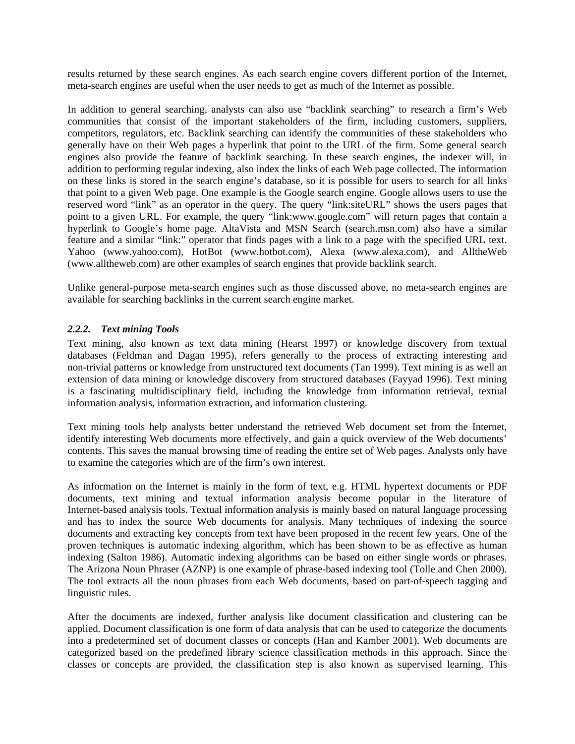results returned by these search engines. As each search engine covers different portion of the Internet, meta-search engines are useful when the user needs to get as much of the Internet as possible.

In addition to general searching, analysts can also use "backlink searching" to research a firm's Web communities that consist of the important stakeholders of the firm, including customers, suppliers, competitors, regulators, etc. Backlink searching can identify the communities of these stakeholders who generally have on their Web pages a hyperlink that point to the URL of the firm. Some general search engines also provide the feature of backlink searching. In these search engines, the indexer will, in addition to performing regular indexing, also index the links of each Web page collected. The information on these links is stored in the search engine's database, so it is possible for users to search for all links that point to a given Web page. One example is the Google search engine. Google allows users to use the reserved word "link" as an operator in the query. The query "link:siteURL" shows the users pages that point to a given URL. For example, the query "link:www.google.com" will return pages that contain a hyperlink to Google's home page. AltaVista and MSN Search (search.msn.com) also have a similar feature and a similar "link:" operator that finds pages with a link to a page with the specified URL text. Yahoo (www.yahoo.com), HotBot (www.hotbot.com), Alexa (www.alexa.com), and AlltheWeb (www.alltheweb.com) are other examples of search engines that provide backlink search.

Unlike general-purpose meta-search engines such as those discussed above, no meta-search engines are available for searching backlinks in the current search engine market.

### *2.2.2. Text mining Tools*

Text mining, also known as text data mining (Hearst 1997) or knowledge discovery from textual databases (Feldman and Dagan 1995), refers generally to the process of extracting interesting and non-trivial patterns or knowledge from unstructured text documents (Tan 1999). Text mining is as well an extension of data mining or knowledge discovery from structured databases (Fayyad 1996). Text mining is a fascinating multidisciplinary field, including the knowledge from information retrieval, textual information analysis, information extraction, and information clustering.

Text mining tools help analysts better understand the retrieved Web document set from the Internet, identify interesting Web documents more effectively, and gain a quick overview of the Web documents' contents. This saves the manual browsing time of reading the entire set of Web pages. Analysts only have to examine the categories which are of the firm's own interest.

As information on the Internet is mainly in the form of text, e.g. HTML hypertext documents or PDF documents, text mining and textual information analysis become popular in the literature of Internet-based analysis tools. Textual information analysis is mainly based on natural language processing and has to index the source Web documents for analysis. Many techniques of indexing the source documents and extracting key concepts from text have been proposed in the recent few years. One of the proven techniques is automatic indexing algorithm, which has been shown to be as effective as human indexing (Salton 1986). Automatic indexing algorithms can be based on either single words or phrases. The Arizona Noun Phraser (AZNP) is one example of phrase-based indexing tool (Tolle and Chen 2000). The tool extracts all the noun phrases from each Web documents, based on part-of-speech tagging and linguistic rules.

After the documents are indexed, further analysis like document classification and clustering can be applied. Document classification is one form of data analysis that can be used to categorize the documents into a predetermined set of document classes or concepts (Han and Kamber 2001). Web documents are categorized based on the predefined library science classification methods in this approach. Since the classes or concepts are provided, the classification step is also known as supervised learning. This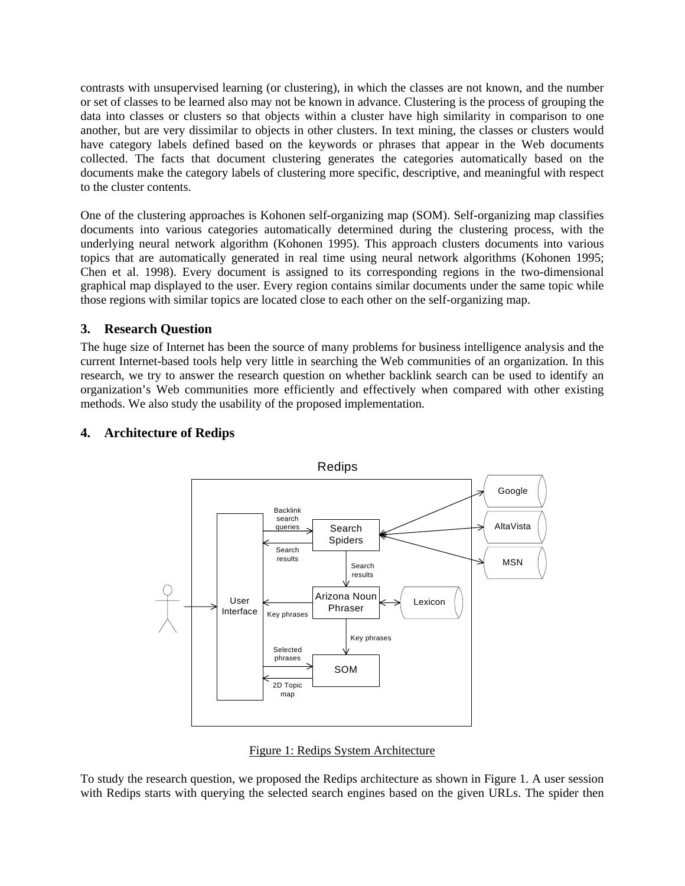contrasts with unsupervised learning (or clustering), in which the classes are not known, and the number or set of classes to be learned also may not be known in advance. Clustering is the process of grouping the data into classes or clusters so that objects within a cluster have high similarity in comparison to one another, but are very dissimilar to objects in other clusters. In text mining, the classes or clusters would have category labels defined based on the keywords or phrases that appear in the Web documents collected. The facts that document clustering generates the categories automatically based on the documents make the category labels of clustering more specific, descriptive, and meaningful with respect to the cluster contents.

One of the clustering approaches is Kohonen self-organizing map (SOM). Self-organizing map classifies documents into various categories automatically determined during the clustering process, with the underlying neural network algorithm (Kohonen 1995). This approach clusters documents into various topics that are automatically generated in real time using neural network algorithms (Kohonen 1995; Chen et al. 1998). Every document is assigned to its corresponding regions in the two-dimensional graphical map displayed to the user. Every region contains similar documents under the same topic while those regions with similar topics are located close to each other on the self-organizing map.

## 3. Research Question

The huge size of Internet has been the source of many problems for business intelligence analysis and the current Internet-based tools help very little in searching the Web communities of an organization. In this research, we try to answer the research question on whether backlink search can be used to identify an organization's Web communities more efficiently and effectively when compared with other existing methods. We also study the usability of the proposed implementation.

## 4. Architecture of Redips

Figure 1: Redips System Architecture

To study the research question, we proposed the Redips architecture as shown in Figure 1. A user session with Redips starts with querying the selected search engines based on the given URLs. The spider then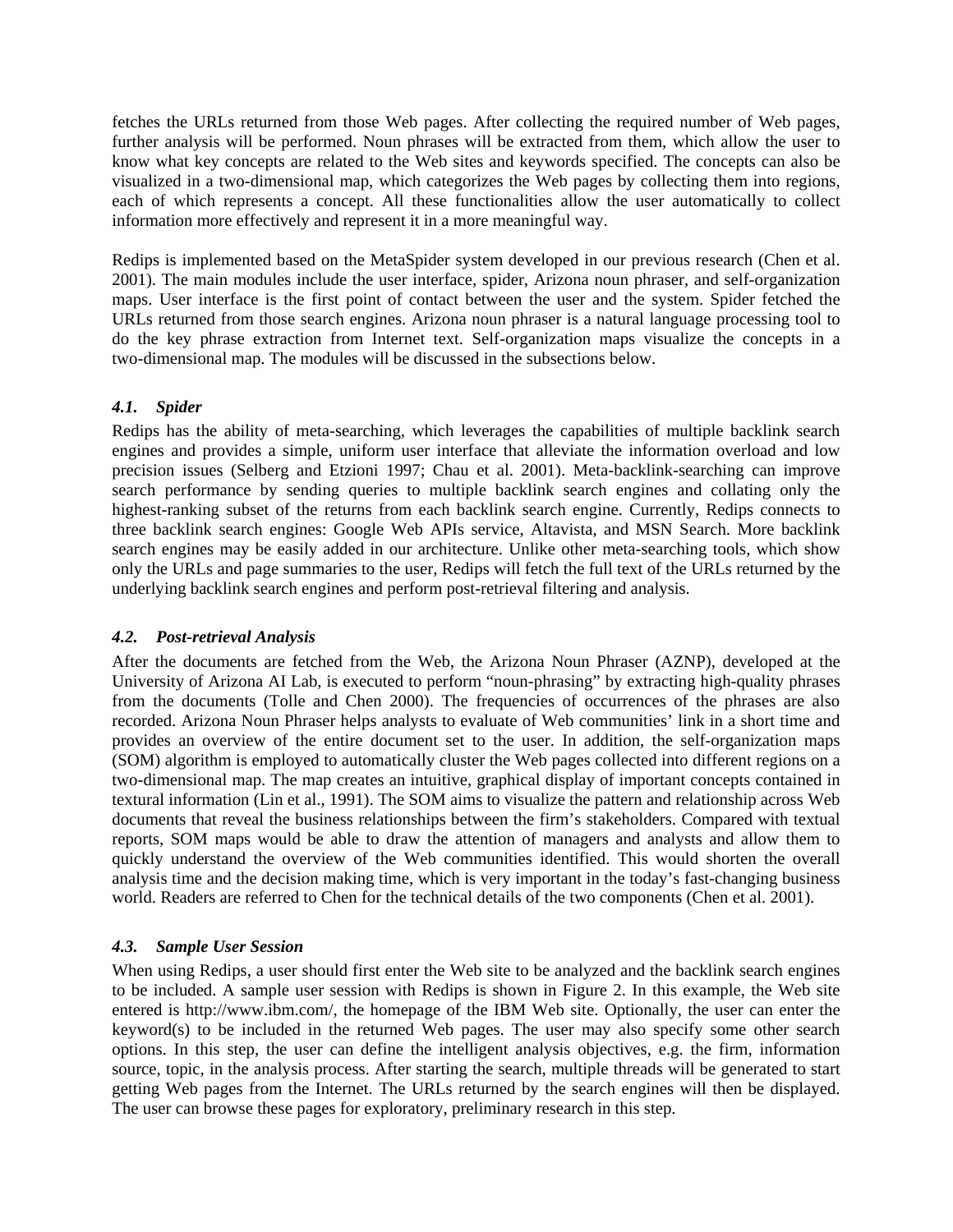fetches the URLs returned from those Web pages. After collecting the required number of Web pages, further analysis will be performed. Noun phrases will be extracted from them, which allow the user to know what key concepts are related to the Web sites and keywords specified. The concepts can also be visualized in a two-dimensional map, which categorizes the Web pages by collecting them into regions, each of which represents a concept. All these functionalities allow the user automatically to collect information more effectively and represent it in a more meaningful way.

Redips is implemented based on the MetaSpider system developed in our previous research (Chen et al. 2001). The main modules include the user interface, spider, Arizona noun phraser, and self-organization maps. User interface is the first point of contact between the user and the system. Spider fetched the URLs returned from those search engines. Arizona noun phraser is a natural language processing tool to do the key phrase extraction from Internet text. Self-organization maps visualize the concepts in a two-dimensional map. The modules will be discussed in the subsections below.

### *4.1. Spider*

Redips has the ability of meta-searching, which leverages the capabilities of multiple backlink search engines and provides a simple, uniform user interface that alleviate the information overload and low precision issues (Selberg and Etzioni 1997; Chau et al. 2001). Meta-backlink-searching can improve search performance by sending queries to multiple backlink search engines and collating only the highest-ranking subset of the returns from each backlink search engine. Currently, Redips connects to three backlink search engines: Google Web APIs service, Altavista, and MSN Search. More backlink search engines may be easily added in our architecture. Unlike other meta-searching tools, which show only the URLs and page summaries to the user, Redips will fetch the full text of the URLs returned by the underlying backlink search engines and perform post-retrieval filtering and analysis.

### *4.2. Post-retrieval Analysis*

After the documents are fetched from the Web, the Arizona Noun Phraser (AZNP), developed at the University of Arizona AI Lab, is executed to perform "noun-phrasing" by extracting high-quality phrases from the documents (Tolle and Chen 2000). The frequencies of occurrences of the phrases are also recorded. Arizona Noun Phraser helps analysts to evaluate of Web communities' link in a short time and provides an overview of the entire document set to the user. In addition, the self-organization maps (SOM) algorithm is employed to automatically cluster the Web pages collected into different regions on a two-dimensional map. The map creates an intuitive, graphical display of important concepts contained in textural information (Lin et al., 1991). The SOM aims to visualize the pattern and relationship across Web documents that reveal the business relationships between the firm's stakeholders. Compared with textual reports, SOM maps would be able to draw the attention of managers and analysts and allow them to quickly understand the overview of the Web communities identified. This would shorten the overall analysis time and the decision making time, which is very important in the today's fast-changing business world. Readers are referred to Chen for the technical details of the two components (Chen et al. 2001).

### *4.3. Sample User Session*

When using Redips, a user should first enter the Web site to be analyzed and the backlink search engines to be included. A sample user session with Redips is shown in Figure 2. In this example, the Web site entered is http://www.ibm.com/, the homepage of the IBM Web site. Optionally, the user can enter the keyword(s) to be included in the returned Web pages. The user may also specify some other search options. In this step, the user can define the intelligent analysis objectives, e.g. the firm, information source, topic, in the analysis process. After starting the search, multiple threads will be generated to start getting Web pages from the Internet. The URLs returned by the search engines will then be displayed. The user can browse these pages for exploratory, preliminary research in this step.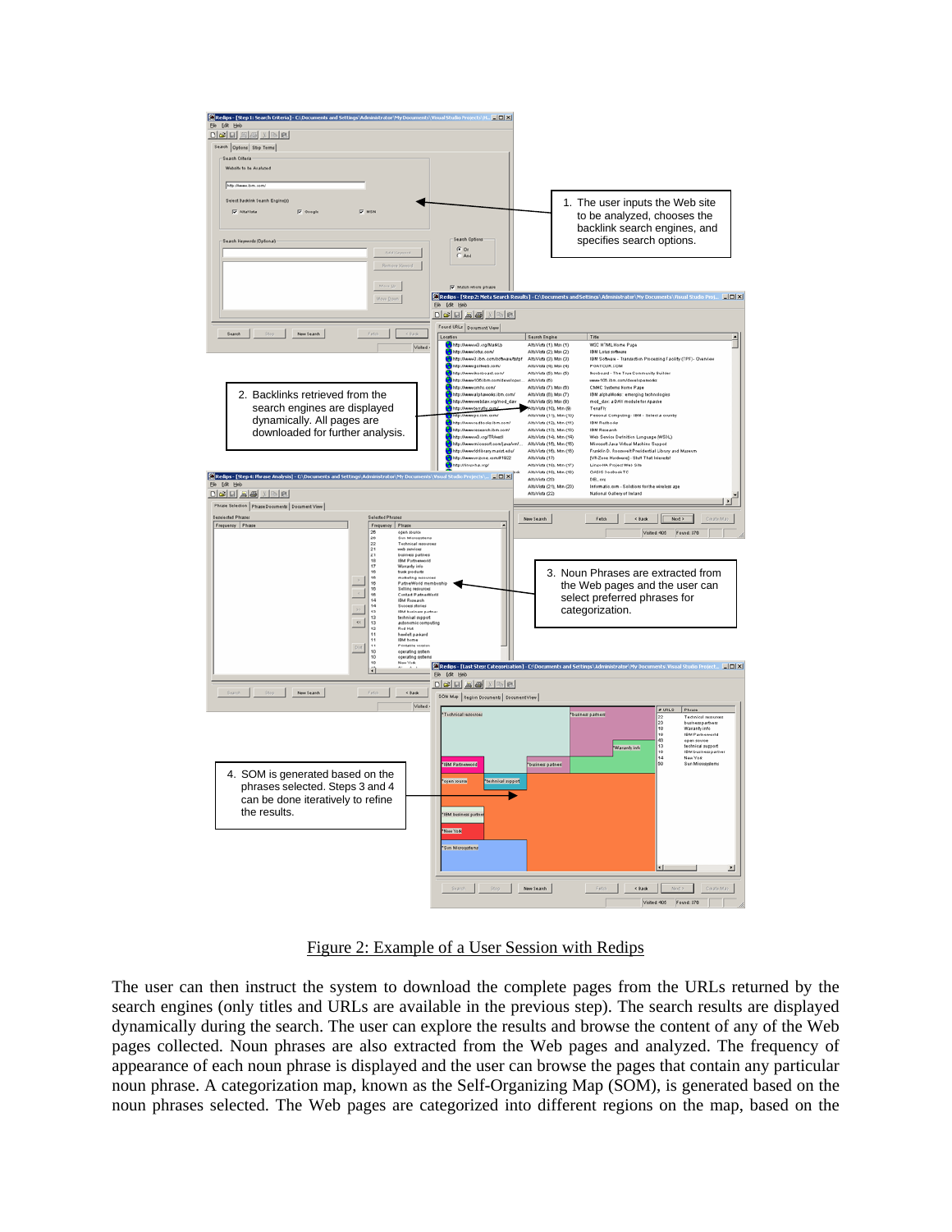1. The user inputs the Web site to be analyzed, chooses the backlink search engines, and specifies search options.

2. Backlinks retrieved from the search engines are displayed dynamically. All pages are downloaded for further analysis.

3. Noun Phrases are extracted from the Web pages and the user can select preferred phrases for categorization.

4. SOM is generated based on the phrases selected. Steps 3 and 4 can be done iteratively to refine the results.

Figure 2: Example of a User Session with Redips

The user can then instruct the system to download the complete pages from the URLs returned by the search engines (only titles and URLs are available in the previous step). The search results are displayed dynamically during the search. The user can explore the results and browse the content of any of the Web pages collected. Noun phrases are also extracted from the Web pages and analyzed. The frequency of appearance of each noun phrase is displayed and the user can browse the pages that contain any particular noun phrase. A categorization map, known as the Self-Organizing Map (SOM), is generated based on the noun phrases selected. The Web pages are categorized into different regions on the map, based on the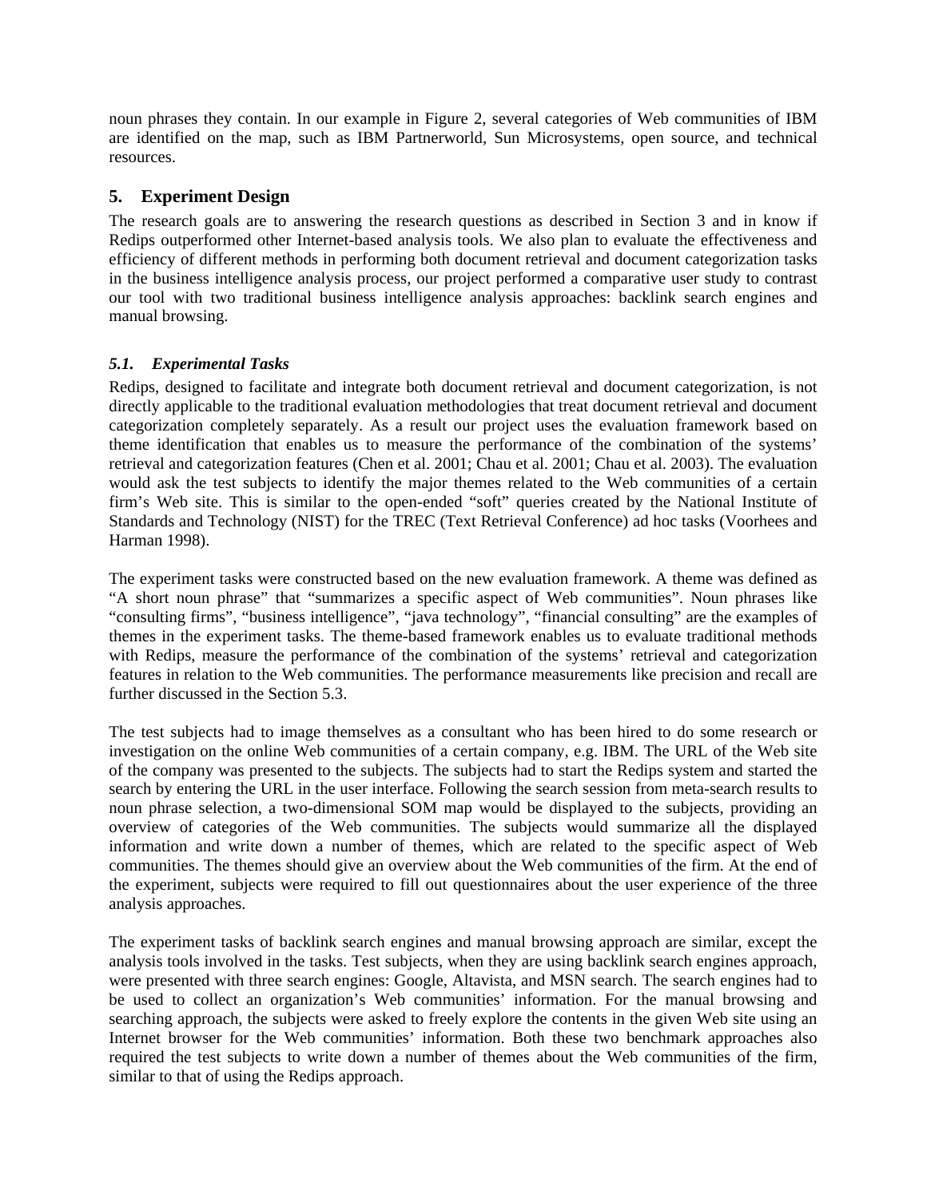noun phrases they contain. In our example in Figure 2, several categories of Web communities of IBM are identified on the map, such as IBM Partnerworld, Sun Microsystems, open source, and technical resources.

## 5. Experiment Design

The research goals are to answering the research questions as described in Section 3 and in know if Redips outperformed other Internet-based analysis tools. We also plan to evaluate the effectiveness and efficiency of different methods in performing both document retrieval and document categorization tasks in the business intelligence analysis process, our project performed a comparative user study to contrast our tool with two traditional business intelligence analysis approaches: backlink search engines and manual browsing.

### *5.1. Experimental Tasks*

Redips, designed to facilitate and integrate both document retrieval and document categorization, is not directly applicable to the traditional evaluation methodologies that treat document retrieval and document categorization completely separately. As a result our project uses the evaluation framework based on theme identification that enables us to measure the performance of the combination of the systems' retrieval and categorization features (Chen et al. 2001; Chau et al. 2001; Chau et al. 2003). The evaluation would ask the test subjects to identify the major themes related to the Web communities of a certain firm's Web site. This is similar to the open-ended "soft" queries created by the National Institute of Standards and Technology (NIST) for the TREC (Text Retrieval Conference) ad hoc tasks (Voorhees and Harman 1998).

The experiment tasks were constructed based on the new evaluation framework. A theme was defined as "A short noun phrase" that "summarizes a specific aspect of Web communities". Noun phrases like "consulting firms", "business intelligence", "java technology", "financial consulting" are the examples of themes in the experiment tasks. The theme-based framework enables us to evaluate traditional methods with Redips, measure the performance of the combination of the systems' retrieval and categorization features in relation to the Web communities. The performance measurements like precision and recall are further discussed in the Section 5.3.

The test subjects had to image themselves as a consultant who has been hired to do some research or investigation on the online Web communities of a certain company, e.g. IBM. The URL of the Web site of the company was presented to the subjects. The subjects had to start the Redips system and started the search by entering the URL in the user interface. Following the search session from meta-search results to noun phrase selection, a two-dimensional SOM map would be displayed to the subjects, providing an overview of categories of the Web communities. The subjects would summarize all the displayed information and write down a number of themes, which are related to the specific aspect of Web communities. The themes should give an overview about the Web communities of the firm. At the end of the experiment, subjects were required to fill out questionnaires about the user experience of the three analysis approaches.

The experiment tasks of backlink search engines and manual browsing approach are similar, except the analysis tools involved in the tasks. Test subjects, when they are using backlink search engines approach, were presented with three search engines: Google, Altavista, and MSN search. The search engines had to be used to collect an organization's Web communities' information. For the manual browsing and searching approach, the subjects were asked to freely explore the contents in the given Web site using an Internet browser for the Web communities' information. Both these two benchmark approaches also required the test subjects to write down a number of themes about the Web communities of the firm, similar to that of using the Redips approach.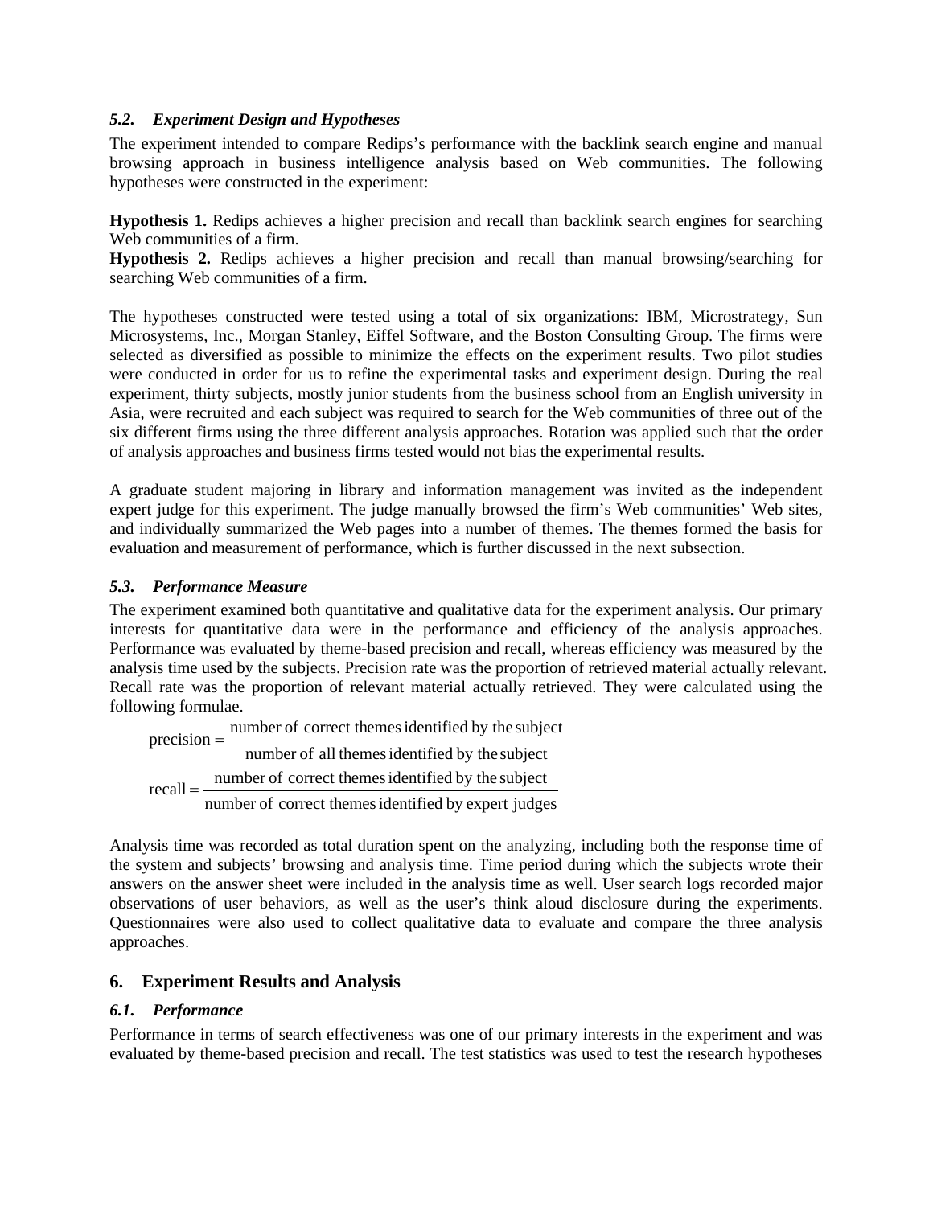### *5.2. Experiment Design and Hypotheses*

The experiment intended to compare Redips's performance with the backlink search engine and manual browsing approach in business intelligence analysis based on Web communities. The following hypotheses were constructed in the experiment:

**Hypothesis 1.** Redips achieves a higher precision and recall than backlink search engines for searching Web communities of a firm.
**Hypothesis 2.** Redips achieves a higher precision and recall than manual browsing/searching for searching Web communities of a firm.

The hypotheses constructed were tested using a total of six organizations: IBM, Microstrategy, Sun Microsystems, Inc., Morgan Stanley, Eiffel Software, and the Boston Consulting Group. The firms were selected as diversified as possible to minimize the effects on the experiment results. Two pilot studies were conducted in order for us to refine the experimental tasks and experiment design. During the real experiment, thirty subjects, mostly junior students from the business school from an English university in Asia, were recruited and each subject was required to search for the Web communities of three out of the six different firms using the three different analysis approaches. Rotation was applied such that the order of analysis approaches and business firms tested would not bias the experimental results.

A graduate student majoring in library and information management was invited as the independent expert judge for this experiment. The judge manually browsed the firm's Web communities' Web sites, and individually summarized the Web pages into a number of themes. The themes formed the basis for evaluation and measurement of performance, which is further discussed in the next subsection.

### *5.3. Performance Measure*

The experiment examined both quantitative and qualitative data for the experiment analysis. Our primary interests for quantitative data were in the performance and efficiency of the analysis approaches. Performance was evaluated by theme-based precision and recall, whereas efficiency was measured by the analysis time used by the subjects. Precision rate was the proportion of retrieved material actually relevant. Recall rate was the proportion of relevant material actually retrieved. They were calculated using the following formulae.

$$\text{precision} = \frac{\text{number of correct themes identified by the subject}}{\text{number of all themes identified by the subject}}$$

$$\text{recall} = \frac{\text{number of correct themes identified by the subject}}{\text{number of correct themes identified by expert judges}}$$

Analysis time was recorded as total duration spent on the analyzing, including both the response time of the system and subjects' browsing and analysis time. Time period during which the subjects wrote their answers on the answer sheet were included in the analysis time as well. User search logs recorded major observations of user behaviors, as well as the user's think aloud disclosure during the experiments. Questionnaires were also used to collect qualitative data to evaluate and compare the three analysis approaches.

## 6. Experiment Results and Analysis

### *6.1. Performance*

Performance in terms of search effectiveness was one of our primary interests in the experiment and was evaluated by theme-based precision and recall. The test statistics was used to test the research hypotheses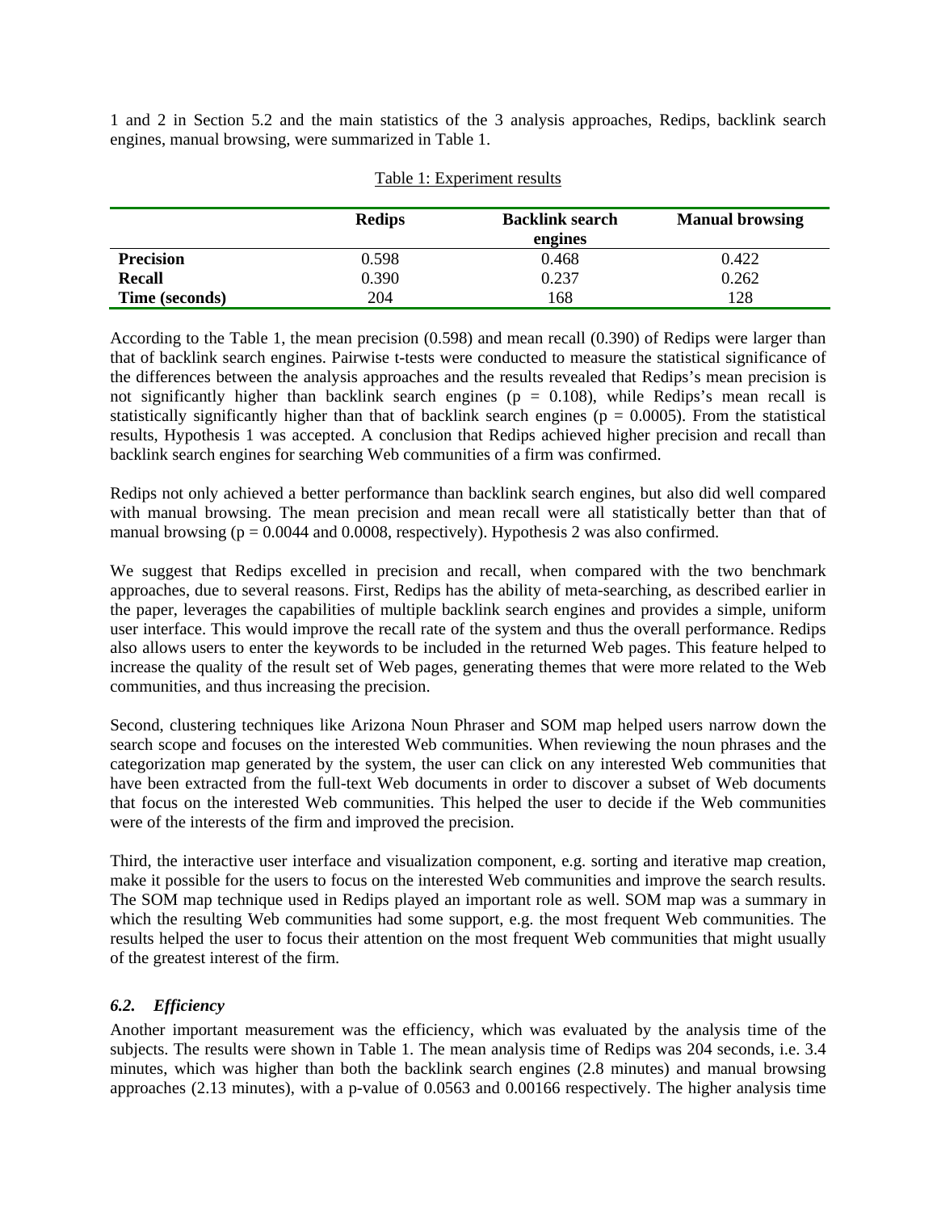1 and 2 in Section 5.2 and the main statistics of the 3 analysis approaches, Redips, backlink search engines, manual browsing, were summarized in Table 1.

Table 1: Experiment results

| | Redips | Backlink search engines | Manual browsing |
|---|---|---|---|
| **Precision** | 0.598 | 0.468 | 0.422 |
| **Recall** | 0.390 | 0.237 | 0.262 |
| **Time (seconds)** | 204 | 168 | 128 |

According to the Table 1, the mean precision (0.598) and mean recall (0.390) of Redips were larger than that of backlink search engines. Pairwise t-tests were conducted to measure the statistical significance of the differences between the analysis approaches and the results revealed that Redips's mean precision is not significantly higher than backlink search engines ($p = 0.108$), while Redips's mean recall is statistically significantly higher than that of backlink search engines ($p = 0.0005$). From the statistical results, Hypothesis 1 was accepted. A conclusion that Redips achieved higher precision and recall than backlink search engines for searching Web communities of a firm was confirmed.

Redips not only achieved a better performance than backlink search engines, but also did well compared with manual browsing. The mean precision and mean recall were all statistically better than that of manual browsing ($p = 0.0044$ and $0.0008$, respectively). Hypothesis 2 was also confirmed.

We suggest that Redips excelled in precision and recall, when compared with the two benchmark approaches, due to several reasons. First, Redips has the ability of meta-searching, as described earlier in the paper, leverages the capabilities of multiple backlink search engines and provides a simple, uniform user interface. This would improve the recall rate of the system and thus the overall performance. Redips also allows users to enter the keywords to be included in the returned Web pages. This feature helped to increase the quality of the result set of Web pages, generating themes that were more related to the Web communities, and thus increasing the precision.

Second, clustering techniques like Arizona Noun Phraser and SOM map helped users narrow down the search scope and focuses on the interested Web communities. When reviewing the noun phrases and the categorization map generated by the system, the user can click on any interested Web communities that have been extracted from the full-text Web documents in order to discover a subset of Web documents that focus on the interested Web communities. This helped the user to decide if the Web communities were of the interests of the firm and improved the precision.

Third, the interactive user interface and visualization component, e.g. sorting and iterative map creation, make it possible for the users to focus on the interested Web communities and improve the search results. The SOM map technique used in Redips played an important role as well. SOM map was a summary in which the resulting Web communities had some support, e.g. the most frequent Web communities. The results helped the user to focus their attention on the most frequent Web communities that might usually of the greatest interest of the firm.

### *6.2. Efficiency*

Another important measurement was the efficiency, which was evaluated by the analysis time of the subjects. The results were shown in Table 1. The mean analysis time of Redips was 204 seconds, i.e. 3.4 minutes, which was higher than both the backlink search engines (2.8 minutes) and manual browsing approaches (2.13 minutes), with a p-value of 0.0563 and 0.00166 respectively. The higher analysis time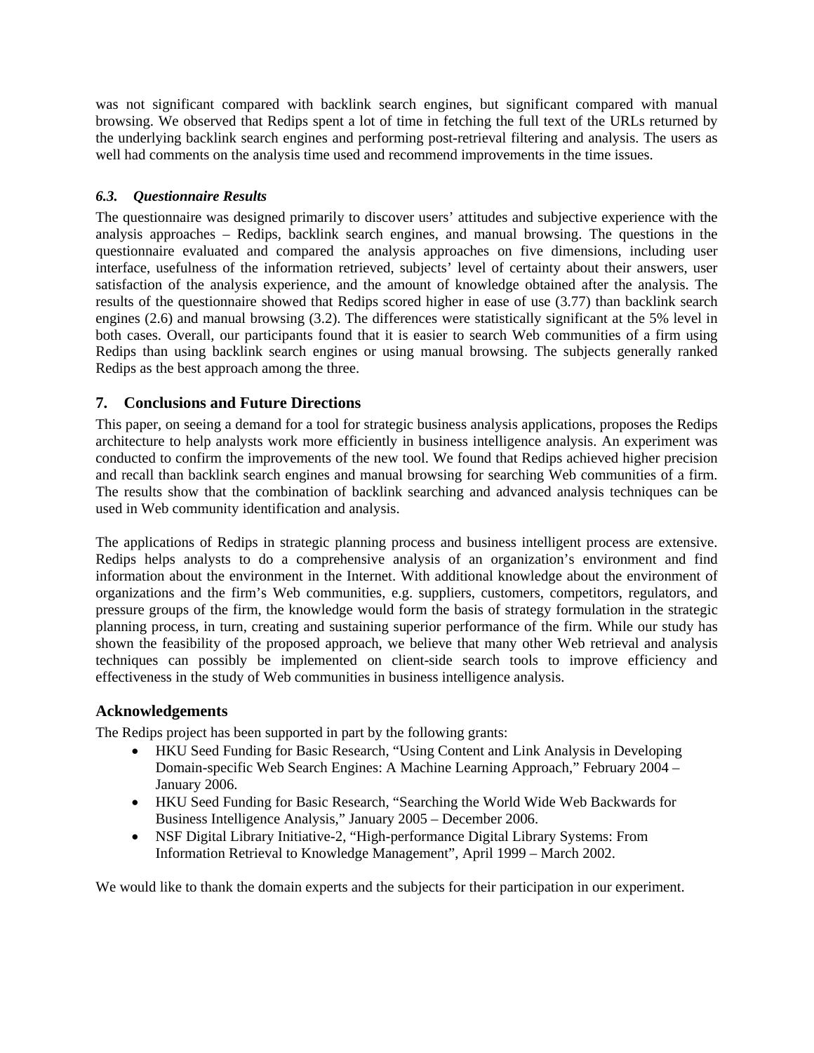was not significant compared with backlink search engines, but significant compared with manual browsing. We observed that Redips spent a lot of time in fetching the full text of the URLs returned by the underlying backlink search engines and performing post-retrieval filtering and analysis. The users as well had comments on the analysis time used and recommend improvements in the time issues.

### *6.3. Questionnaire Results*

The questionnaire was designed primarily to discover users' attitudes and subjective experience with the analysis approaches – Redips, backlink search engines, and manual browsing. The questions in the questionnaire evaluated and compared the analysis approaches on five dimensions, including user interface, usefulness of the information retrieved, subjects' level of certainty about their answers, user satisfaction of the analysis experience, and the amount of knowledge obtained after the analysis. The results of the questionnaire showed that Redips scored higher in ease of use (3.77) than backlink search engines (2.6) and manual browsing (3.2). The differences were statistically significant at the 5% level in both cases. Overall, our participants found that it is easier to search Web communities of a firm using Redips than using backlink search engines or using manual browsing. The subjects generally ranked Redips as the best approach among the three.

## 7. Conclusions and Future Directions

This paper, on seeing a demand for a tool for strategic business analysis applications, proposes the Redips architecture to help analysts work more efficiently in business intelligence analysis. An experiment was conducted to confirm the improvements of the new tool. We found that Redips achieved higher precision and recall than backlink search engines and manual browsing for searching Web communities of a firm. The results show that the combination of backlink searching and advanced analysis techniques can be used in Web community identification and analysis.

The applications of Redips in strategic planning process and business intelligent process are extensive. Redips helps analysts to do a comprehensive analysis of an organization's environment and find information about the environment in the Internet. With additional knowledge about the environment of organizations and the firm's Web communities, e.g. suppliers, customers, competitors, regulators, and pressure groups of the firm, the knowledge would form the basis of strategy formulation in the strategic planning process, in turn, creating and sustaining superior performance of the firm. While our study has shown the feasibility of the proposed approach, we believe that many other Web retrieval and analysis techniques can possibly be implemented on client-side search tools to improve efficiency and effectiveness in the study of Web communities in business intelligence analysis.

## Acknowledgements

The Redips project has been supported in part by the following grants:

- HKU Seed Funding for Basic Research, "Using Content and Link Analysis in Developing Domain-specific Web Search Engines: A Machine Learning Approach," February 2004 – January 2006.
- HKU Seed Funding for Basic Research, "Searching the World Wide Web Backwards for Business Intelligence Analysis," January 2005 – December 2006.
- NSF Digital Library Initiative-2, "High-performance Digital Library Systems: From Information Retrieval to Knowledge Management", April 1999 – March 2002.

We would like to thank the domain experts and the subjects for their participation in our experiment.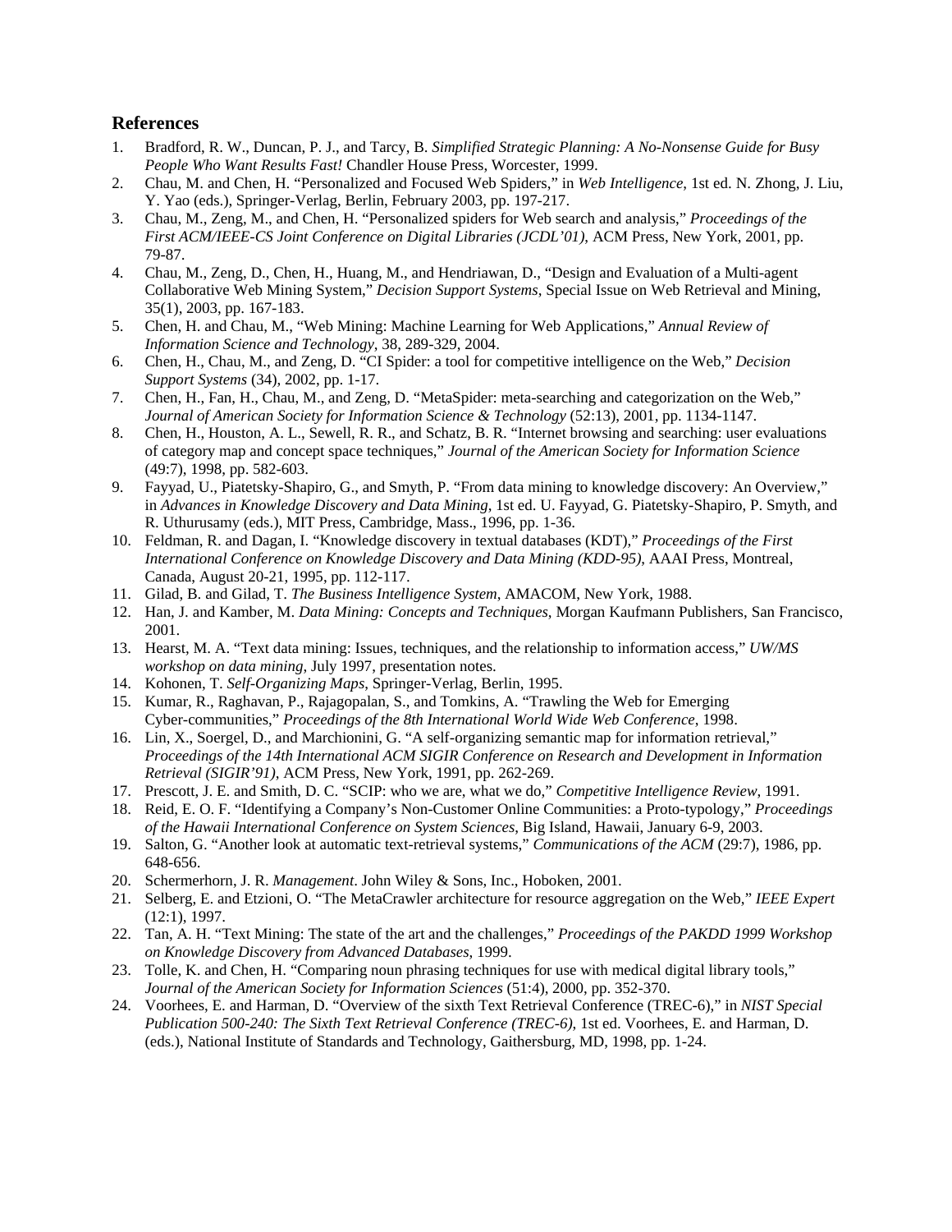## References

1. Bradford, R. W., Duncan, P. J., and Tarcy, B. *Simplified Strategic Planning: A No-Nonsense Guide for Busy People Who Want Results Fast!* Chandler House Press, Worcester, 1999.
2. Chau, M. and Chen, H. "Personalized and Focused Web Spiders," in *Web Intelligence*, 1st ed. N. Zhong, J. Liu, Y. Yao (eds.), Springer-Verlag, Berlin, February 2003, pp. 197-217.
3. Chau, M., Zeng, M., and Chen, H. "Personalized spiders for Web search and analysis," *Proceedings of the First ACM/IEEE-CS Joint Conference on Digital Libraries (JCDL'01)*, ACM Press, New York, 2001, pp. 79-87.
4. Chau, M., Zeng, D., Chen, H., Huang, M., and Hendriawan, D., "Design and Evaluation of a Multi-agent Collaborative Web Mining System," *Decision Support Systems*, Special Issue on Web Retrieval and Mining, 35(1), 2003, pp. 167-183.
5. Chen, H. and Chau, M., "Web Mining: Machine Learning for Web Applications," *Annual Review of Information Science and Technology*, 38, 289-329, 2004.
6. Chen, H., Chau, M., and Zeng, D. "CI Spider: a tool for competitive intelligence on the Web," *Decision Support Systems* (34), 2002, pp. 1-17.
7. Chen, H., Fan, H., Chau, M., and Zeng, D. "MetaSpider: meta-searching and categorization on the Web," *Journal of American Society for Information Science & Technology* (52:13), 2001, pp. 1134-1147.
8. Chen, H., Houston, A. L., Sewell, R. R., and Schatz, B. R. "Internet browsing and searching: user evaluations of category map and concept space techniques," *Journal of the American Society for Information Science* (49:7), 1998, pp. 582-603.
9. Fayyad, U., Piatetsky-Shapiro, G., and Smyth, P. "From data mining to knowledge discovery: An Overview," in *Advances in Knowledge Discovery and Data Mining*, 1st ed. U. Fayyad, G. Piatetsky-Shapiro, P. Smyth, and R. Uthurusamy (eds.), MIT Press, Cambridge, Mass., 1996, pp. 1-36.
10. Feldman, R. and Dagan, I. "Knowledge discovery in textual databases (KDT)," *Proceedings of the First International Conference on Knowledge Discovery and Data Mining (KDD-95)*, AAAI Press, Montreal, Canada, August 20-21, 1995, pp. 112-117.
11. Gilad, B. and Gilad, T. *The Business Intelligence System*, AMACOM, New York, 1988.
12. Han, J. and Kamber, M. *Data Mining: Concepts and Techniques*, Morgan Kaufmann Publishers, San Francisco, 2001.
13. Hearst, M. A. "Text data mining: Issues, techniques, and the relationship to information access," *UW/MS workshop on data mining*, July 1997, presentation notes.
14. Kohonen, T. *Self-Organizing Maps*, Springer-Verlag, Berlin, 1995.
15. Kumar, R., Raghavan, P., Rajagopalan, S., and Tomkins, A. "Trawling the Web for Emerging Cyber-communities," *Proceedings of the 8th International World Wide Web Conference*, 1998.
16. Lin, X., Soergel, D., and Marchionini, G. "A self-organizing semantic map for information retrieval," *Proceedings of the 14th International ACM SIGIR Conference on Research and Development in Information Retrieval (SIGIR'91)*, ACM Press, New York, 1991, pp. 262-269.
17. Prescott, J. E. and Smith, D. C. "SCIP: who we are, what we do," *Competitive Intelligence Review*, 1991.
18. Reid, E. O. F. "Identifying a Company's Non-Customer Online Communities: a Proto-typology," *Proceedings of the Hawaii International Conference on System Sciences*, Big Island, Hawaii, January 6-9, 2003.
19. Salton, G. "Another look at automatic text-retrieval systems," *Communications of the ACM* (29:7), 1986, pp. 648-656.
20. Schermerhorn, J. R. *Management*. John Wiley & Sons, Inc., Hoboken, 2001.
21. Selberg, E. and Etzioni, O. "The MetaCrawler architecture for resource aggregation on the Web," *IEEE Expert* (12:1), 1997.
22. Tan, A. H. "Text Mining: The state of the art and the challenges," *Proceedings of the PAKDD 1999 Workshop on Knowledge Discovery from Advanced Databases*, 1999.
23. Tolle, K. and Chen, H. "Comparing noun phrasing techniques for use with medical digital library tools," *Journal of the American Society for Information Sciences* (51:4), 2000, pp. 352-370.
24. Voorhees, E. and Harman, D. "Overview of the sixth Text Retrieval Conference (TREC-6)," in *NIST Special Publication 500-240: The Sixth Text Retrieval Conference (TREC-6)*, 1st ed. Voorhees, E. and Harman, D. (eds.), National Institute of Standards and Technology, Gaithersburg, MD, 1998, pp. 1-24.